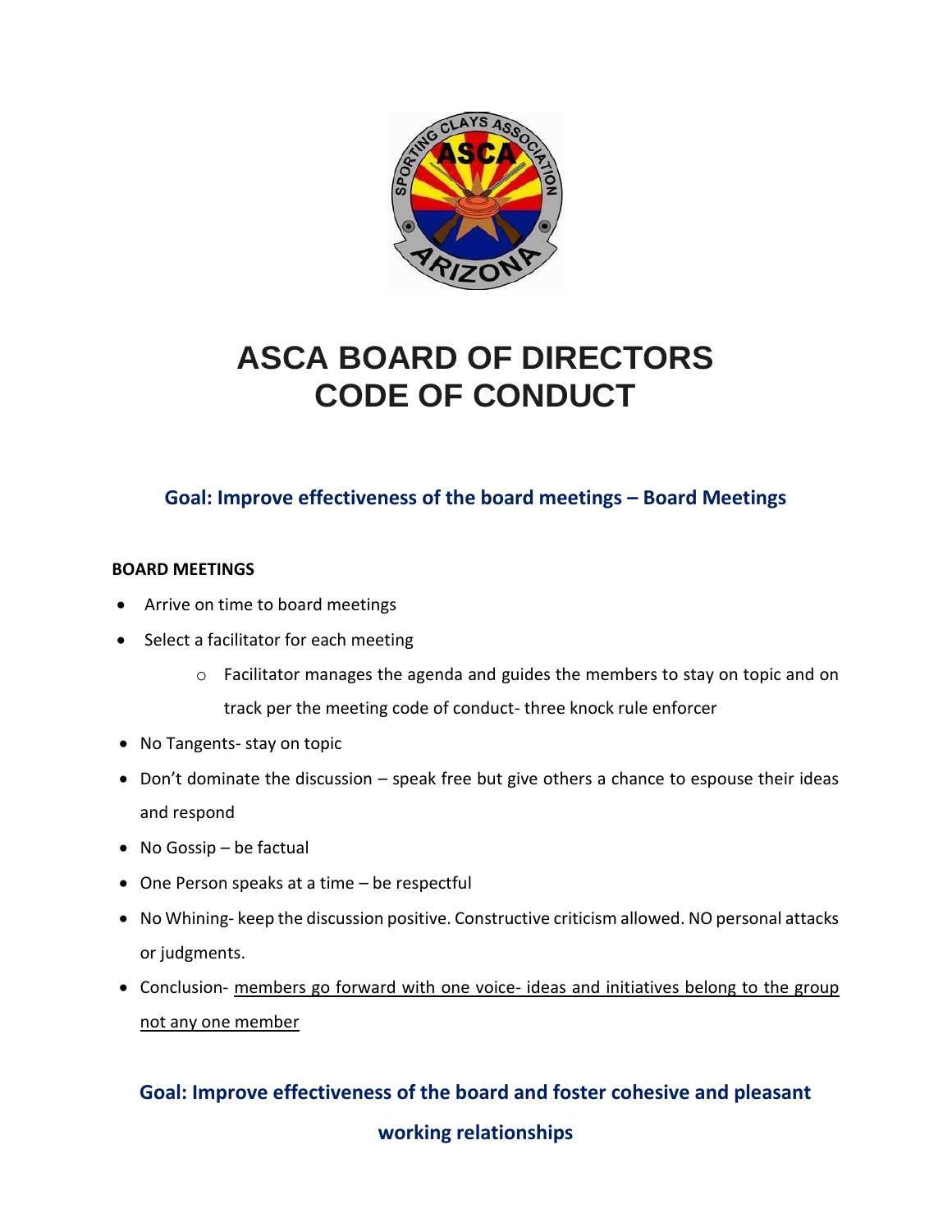# ASCA BOARD OF DIRECTORS CODE OF CONDUCT

## Goal: Improve effectiveness of the board meetings – Board Meetings

**BOARD MEETINGS**

- Arrive on time to board meetings
- Select a facilitator for each meeting
    - Facilitator manages the agenda and guides the members to stay on topic and on track per the meeting code of conduct- three knock rule enforcer
- No Tangents- stay on topic
- Don't dominate the discussion – speak free but give others a chance to espouse their ideas and respond
- No Gossip – be factual
- One Person speaks at a time – be respectful
- No Whining- keep the discussion positive. Constructive criticism allowed. NO personal attacks or judgments.
- Conclusion- <u>members go forward with one voice- ideas and initiatives belong to the group not any one member</u>

## Goal: Improve effectiveness of the board and foster cohesive and pleasant working relationships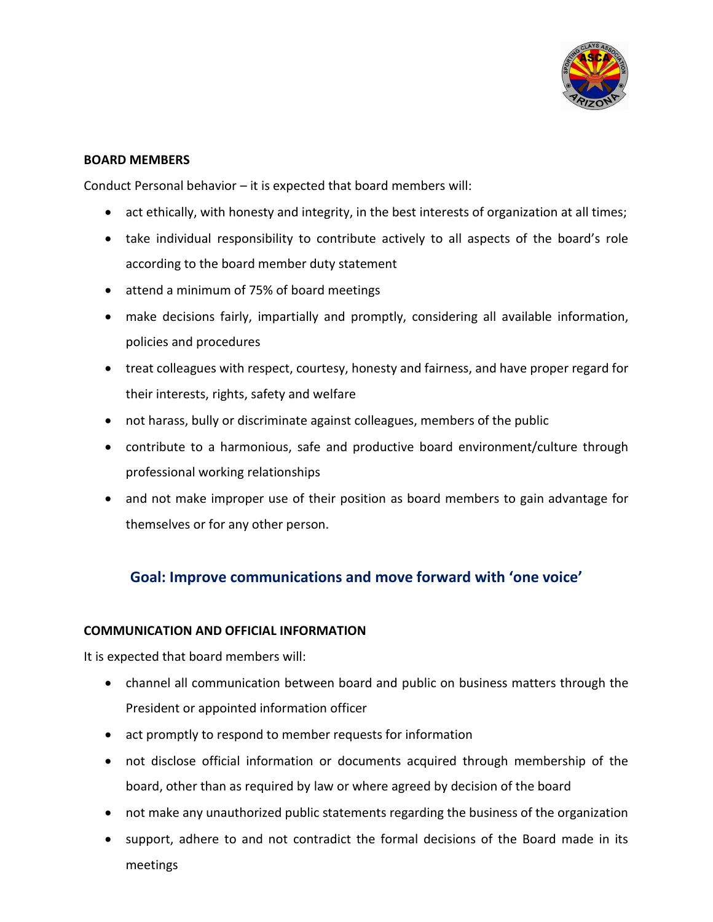**BOARD MEMBERS**

Conduct Personal behavior – it is expected that board members will:

- act ethically, with honesty and integrity, in the best interests of organization at all times;
- take individual responsibility to contribute actively to all aspects of the board's role according to the board member duty statement
- attend a minimum of 75% of board meetings
- make decisions fairly, impartially and promptly, considering all available information, policies and procedures
- treat colleagues with respect, courtesy, honesty and fairness, and have proper regard for their interests, rights, safety and welfare
- not harass, bully or discriminate against colleagues, members of the public
- contribute to a harmonious, safe and productive board environment/culture through professional working relationships
- and not make improper use of their position as board members to gain advantage for themselves or for any other person.

## Goal: Improve communications and move forward with 'one voice'

**COMMUNICATION AND OFFICIAL INFORMATION**

It is expected that board members will:

- channel all communication between board and public on business matters through the President or appointed information officer
- act promptly to respond to member requests for information
- not disclose official information or documents acquired through membership of the board, other than as required by law or where agreed by decision of the board
- not make any unauthorized public statements regarding the business of the organization
- support, adhere to and not contradict the formal decisions of the Board made in its meetings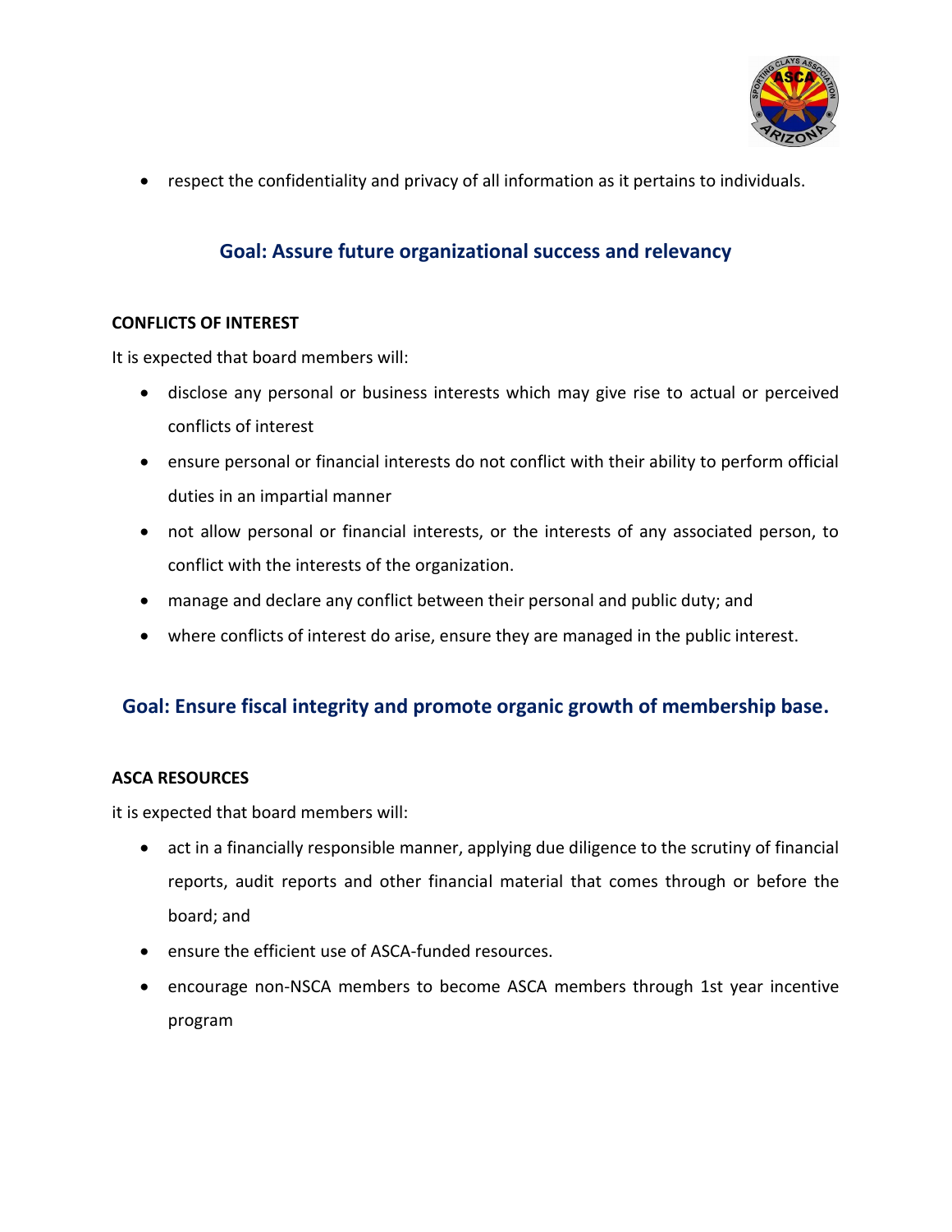- respect the confidentiality and privacy of all information as it pertains to individuals.

## Goal: Assure future organizational success and relevancy

**CONFLICTS OF INTEREST**

It is expected that board members will:

- disclose any personal or business interests which may give rise to actual or perceived conflicts of interest
- ensure personal or financial interests do not conflict with their ability to perform official duties in an impartial manner
- not allow personal or financial interests, or the interests of any associated person, to conflict with the interests of the organization.
- manage and declare any conflict between their personal and public duty; and
- where conflicts of interest do arise, ensure they are managed in the public interest.

## Goal: Ensure fiscal integrity and promote organic growth of membership base.

**ASCA RESOURCES**

it is expected that board members will:

- act in a financially responsible manner, applying due diligence to the scrutiny of financial reports, audit reports and other financial material that comes through or before the board; and
- ensure the efficient use of ASCA-funded resources.
- encourage non-NSCA members to become ASCA members through 1st year incentive program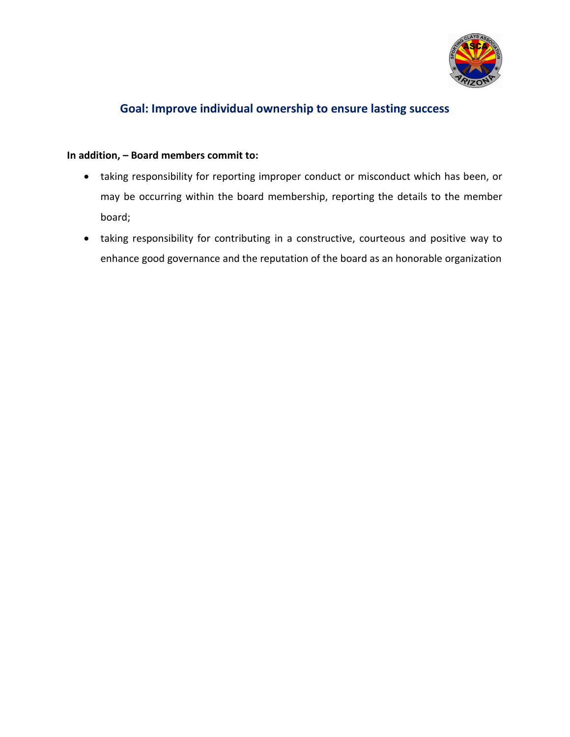## Goal: Improve individual ownership to ensure lasting success

**In addition, – Board members commit to:**

- taking responsibility for reporting improper conduct or misconduct which has been, or may be occurring within the board membership, reporting the details to the member board;
- taking responsibility for contributing in a constructive, courteous and positive way to enhance good governance and the reputation of the board as an honorable organization